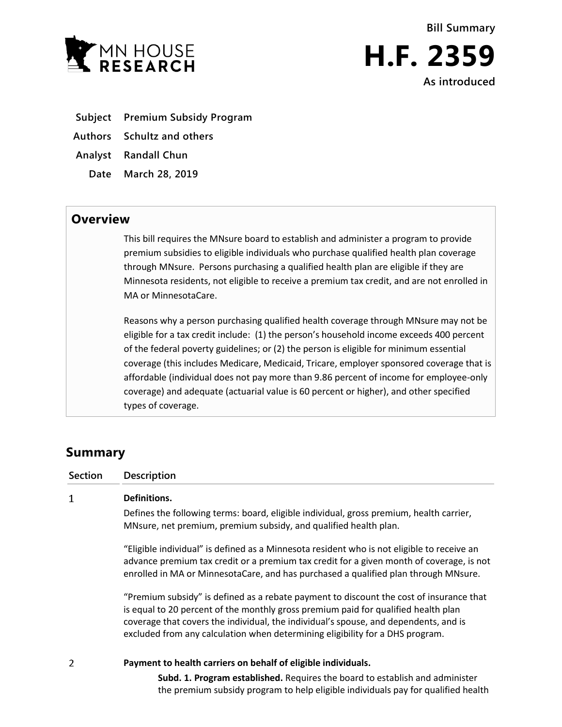Bill Summary

# H.F. 2359

As introduced

**Subject** Premium Subsidy Program

**Authors** Schultz and others

**Analyst** Randall Chun

**Date** March 28, 2019

## Overview

This bill requires the MNsure board to establish and administer a program to provide premium subsidies to eligible individuals who purchase qualified health plan coverage through MNsure. Persons purchasing a qualified health plan are eligible if they are Minnesota residents, not eligible to receive a premium tax credit, and are not enrolled in MA or MinnesotaCare.

Reasons why a person purchasing qualified health coverage through MNsure may not be eligible for a tax credit include: (1) the person's household income exceeds 400 percent of the federal poverty guidelines; or (2) the person is eligible for minimum essential coverage (this includes Medicare, Medicaid, Tricare, employer sponsored coverage that is affordable (individual does not pay more than 9.86 percent of income for employee-only coverage) and adequate (actuarial value is 60 percent or higher), and other specified types of coverage.

## Summary

| Section | Description |
|---|---|
| 1 | **Definitions.**<br><br>Defines the following terms: board, eligible individual, gross premium, health carrier, MNsure, net premium, premium subsidy, and qualified health plan.<br><br>"Eligible individual" is defined as a Minnesota resident who is not eligible to receive an advance premium tax credit or a premium tax credit for a given month of coverage, is not enrolled in MA or MinnesotaCare, and has purchased a qualified plan through MNsure.<br><br>"Premium subsidy" is defined as a rebate payment to discount the cost of insurance that is equal to 20 percent of the monthly gross premium paid for qualified health plan coverage that covers the individual, the individual's spouse, and dependents, and is excluded from any calculation when determining eligibility for a DHS program. |
| 2 | **Payment to health carriers on behalf of eligible individuals.**<br><br>**Subd. 1. Program established.** Requires the board to establish and administer the premium subsidy program to help eligible individuals pay for qualified health |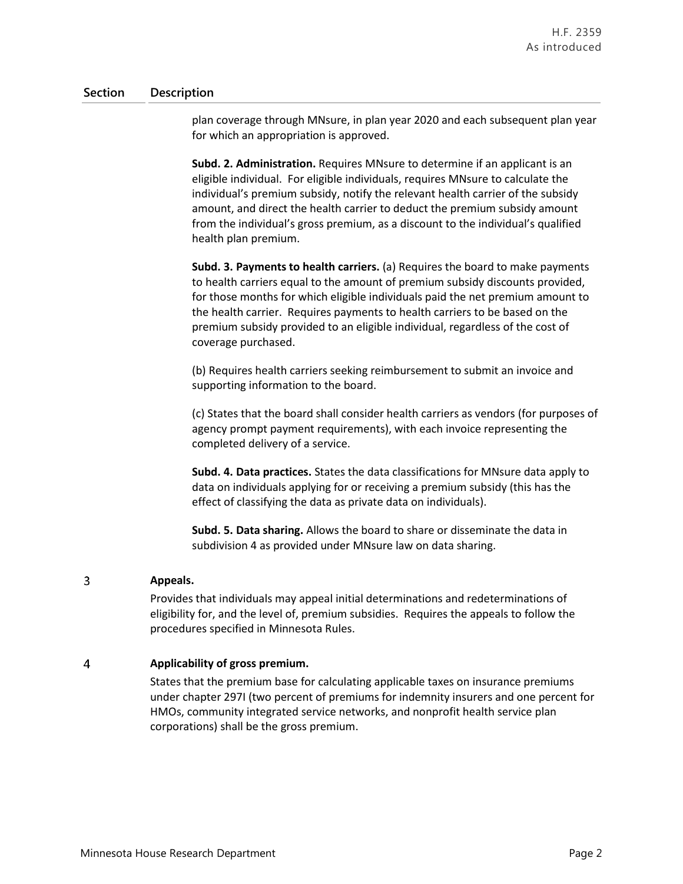| Section | Description |
|---|---|
| | plan coverage through MNsure, in plan year 2020 and each subsequent plan year for which an appropriation is approved.<br><br>**Subd. 2. Administration.** Requires MNsure to determine if an applicant is an eligible individual. For eligible individuals, requires MNsure to calculate the individual's premium subsidy, notify the relevant health carrier of the subsidy amount, and direct the health carrier to deduct the premium subsidy amount from the individual's gross premium, as a discount to the individual's qualified health plan premium.<br><br>**Subd. 3. Payments to health carriers.** (a) Requires the board to make payments to health carriers equal to the amount of premium subsidy discounts provided, for those months for which eligible individuals paid the net premium amount to the health carrier. Requires payments to health carriers to be based on the premium subsidy provided to an eligible individual, regardless of the cost of coverage purchased.<br><br>(b) Requires health carriers seeking reimbursement to submit an invoice and supporting information to the board.<br><br>(c) States that the board shall consider health carriers as vendors (for purposes of agency prompt payment requirements), with each invoice representing the completed delivery of a service.<br><br>**Subd. 4. Data practices.** States the data classifications for MNsure data apply to data on individuals applying for or receiving a premium subsidy (this has the effect of classifying the data as private data on individuals).<br><br>**Subd. 5. Data sharing.** Allows the board to share or disseminate the data in subdivision 4 as provided under MNsure law on data sharing. |
| 3 | **Appeals.**<br><br>Provides that individuals may appeal initial determinations and redeterminations of eligibility for, and the level of, premium subsidies. Requires the appeals to follow the procedures specified in Minnesota Rules. |
| 4 | **Applicability of gross premium.**<br><br>States that the premium base for calculating applicable taxes on insurance premiums under chapter 297I (two percent of premiums for indemnity insurers and one percent for HMOs, community integrated service networks, and nonprofit health service plan corporations) shall be the gross premium. |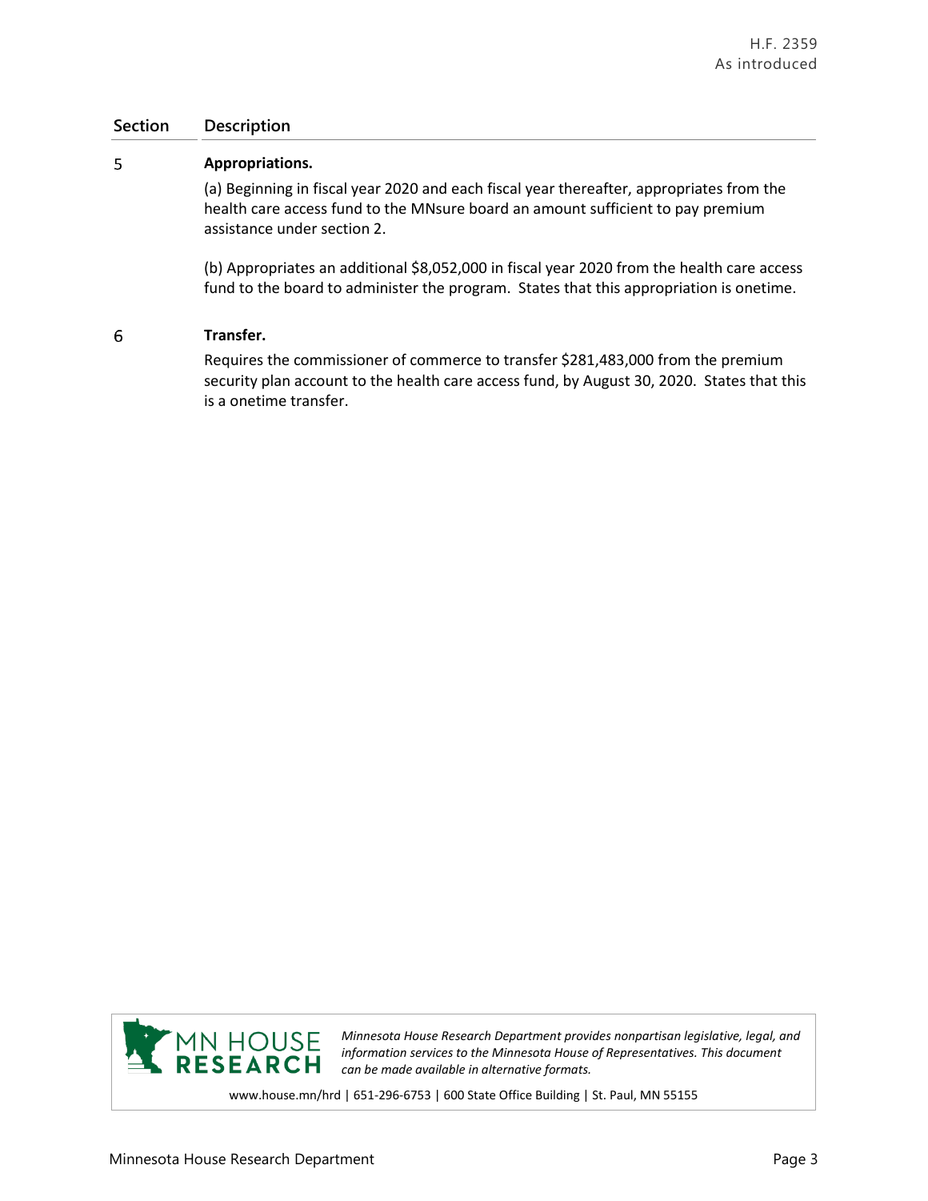| Section | Description |
|---|---|
| 5 | **Appropriations.**<br>(a) Beginning in fiscal year 2020 and each fiscal year thereafter, appropriates from the health care access fund to the MNsure board an amount sufficient to pay premium assistance under section 2.<br>(b) Appropriates an additional $8,052,000 in fiscal year 2020 from the health care access fund to the board to administer the program. States that this appropriation is onetime. |
| 6 | **Transfer.**<br>Requires the commissioner of commerce to transfer $281,483,000 from the premium security plan account to the health care access fund, by August 30, 2020. States that this is a onetime transfer. |

MN HOUSE RESEARCH

*Minnesota House Research Department provides nonpartisan legislative, legal, and information services to the Minnesota House of Representatives. This document can be made available in alternative formats.*

www.house.mn/hrd | 651-296-6753 | 600 State Office Building | St. Paul, MN 55155